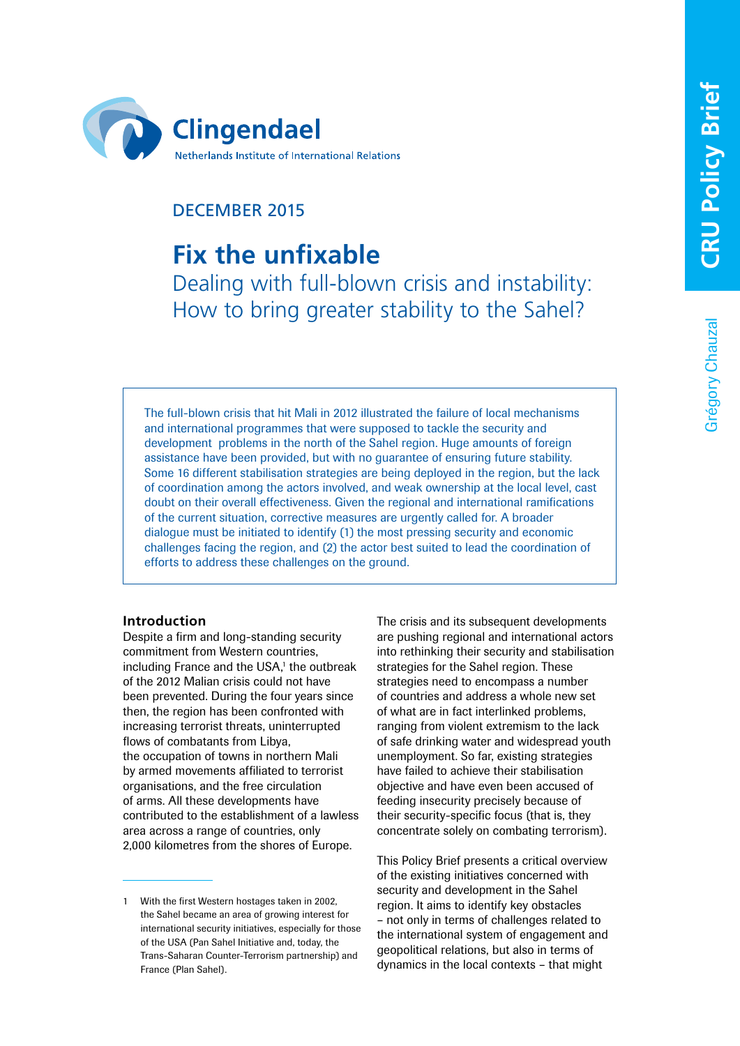Clingendael
Netherlands Institute of International Relations

CRU Policy Brief

Grégory Chauzal

DECEMBER 2015

# Fix the unfixable

## Dealing with full-blown crisis and instability: How to bring greater stability to the Sahel?

The full-blown crisis that hit Mali in 2012 illustrated the failure of local mechanisms and international programmes that were supposed to tackle the security and development problems in the north of the Sahel region. Huge amounts of foreign assistance have been provided, but with no guarantee of ensuring future stability. Some 16 different stabilisation strategies are being deployed in the region, but the lack of coordination among the actors involved, and weak ownership at the local level, cast doubt on their overall effectiveness. Given the regional and international ramifications of the current situation, corrective measures are urgently called for. A broader dialogue must be initiated to identify (1) the most pressing security and economic challenges facing the region, and (2) the actor best suited to lead the coordination of efforts to address these challenges on the ground.

### Introduction

Despite a firm and long-standing security commitment from Western countries, including France and the USA,[1] the outbreak of the 2012 Malian crisis could not have been prevented. During the four years since then, the region has been confronted with increasing terrorist threats, uninterrupted flows of combatants from Libya, the occupation of towns in northern Mali by armed movements affiliated to terrorist organisations, and the free circulation of arms. All these developments have contributed to the establishment of a lawless area across a range of countries, only 2,000 kilometres from the shores of Europe.

The crisis and its subsequent developments are pushing regional and international actors into rethinking their security and stabilisation strategies for the Sahel region. These strategies need to encompass a number of countries and address a whole new set of what are in fact interlinked problems, ranging from violent extremism to the lack of safe drinking water and widespread youth unemployment. So far, existing strategies have failed to achieve their stabilisation objective and have even been accused of feeding insecurity precisely because of their security-specific focus (that is, they concentrate solely on combating terrorism).

This Policy Brief presents a critical overview of the existing initiatives concerned with security and development in the Sahel region. It aims to identify key obstacles – not only in terms of challenges related to the international system of engagement and geopolitical relations, but also in terms of dynamics in the local contexts – that might

1 With the first Western hostages taken in 2002, the Sahel became an area of growing interest for international security initiatives, especially for those of the USA (Pan Sahel Initiative and, today, the Trans-Saharan Counter-Terrorism partnership) and France (Plan Sahel).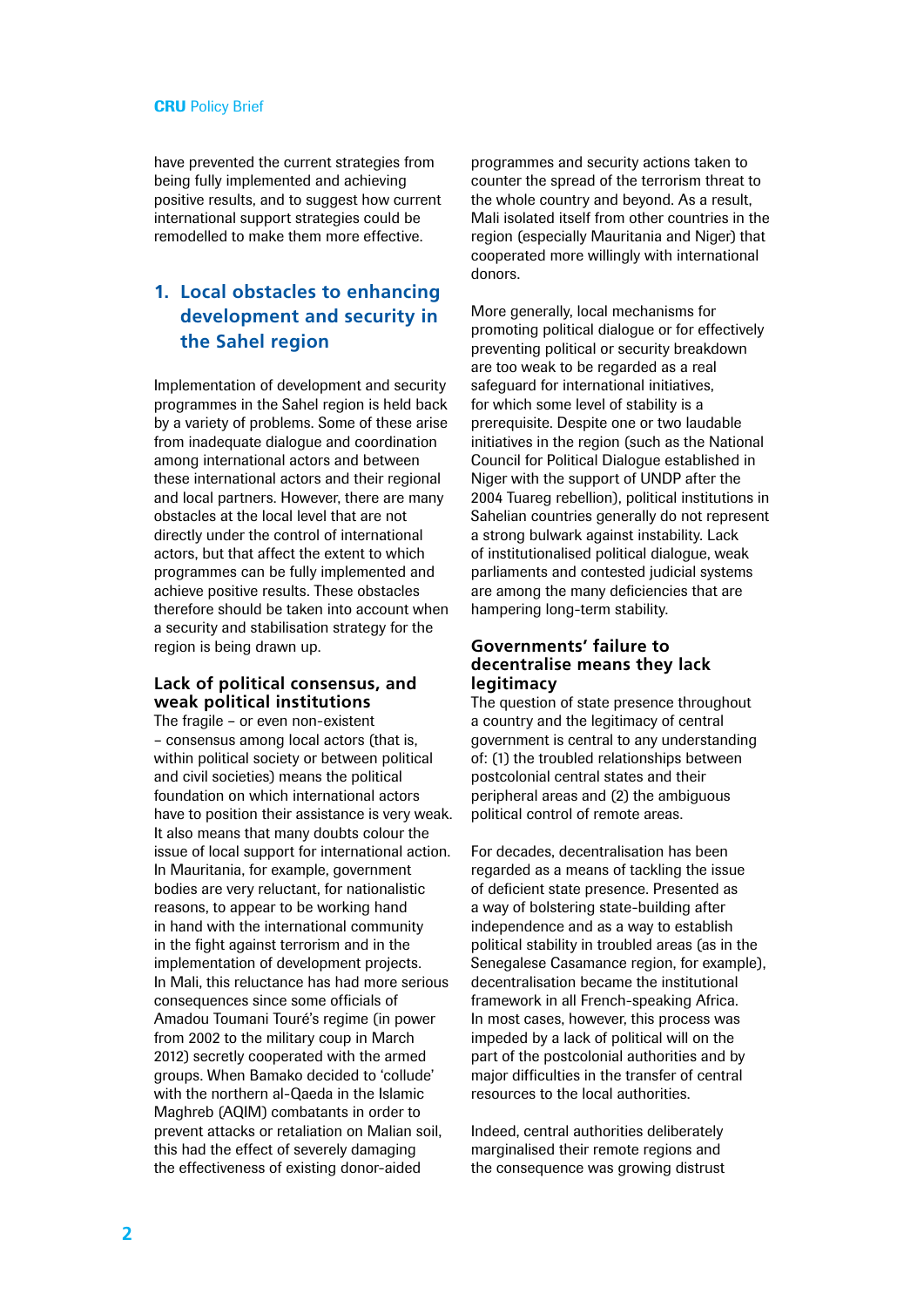have prevented the current strategies from being fully implemented and achieving positive results, and to suggest how current international support strategies could be remodelled to make them more effective.

## 1. Local obstacles to enhancing development and security in the Sahel region

Implementation of development and security programmes in the Sahel region is held back by a variety of problems. Some of these arise from inadequate dialogue and coordination among international actors and between these international actors and their regional and local partners. However, there are many obstacles at the local level that are not directly under the control of international actors, but that affect the extent to which programmes can be fully implemented and achieve positive results. These obstacles therefore should be taken into account when a security and stabilisation strategy for the region is being drawn up.

### Lack of political consensus, and weak political institutions

The fragile – or even non-existent – consensus among local actors (that is, within political society or between political and civil societies) means the political foundation on which international actors have to position their assistance is very weak. It also means that many doubts colour the issue of local support for international action. In Mauritania, for example, government bodies are very reluctant, for nationalistic reasons, to appear to be working hand in hand with the international community in the fight against terrorism and in the implementation of development projects. In Mali, this reluctance has had more serious consequences since some officials of Amadou Toumani Touré's regime (in power from 2002 to the military coup in March 2012) secretly cooperated with the armed groups. When Bamako decided to 'collude' with the northern al-Qaeda in the Islamic Maghreb (AQIM) combatants in order to prevent attacks or retaliation on Malian soil, this had the effect of severely damaging the effectiveness of donor-aided programmes and security actions taken to counter the spread of the terrorism threat to the whole country and beyond. As a result, Mali isolated itself from other countries in the region (especially Mauritania and Niger) that cooperated more willingly with international donors.

More generally, local mechanisms for promoting political dialogue or for effectively preventing political or security breakdown are too weak to be regarded as a real safeguard for international initiatives, for which some level of stability is a prerequisite. Despite one or two laudable initiatives in the region (such as the National Council for Political Dialogue established in Niger with the support of UNDP after the 2004 Tuareg rebellion), political institutions in Sahelian countries generally do not represent a strong bulwark against instability. Lack of institutionalised political dialogue, weak parliaments and contested judicial systems are among the many deficiencies that are hampering long-term stability.

### Governments' failure to decentralise means they lack legitimacy

The question of state presence throughout a country and the legitimacy of central government is central to any understanding of: (1) the troubled relationships between postcolonial central states and their peripheral areas and (2) the ambiguous political control of remote areas.

For decades, decentralisation has been regarded as a means of tackling the issue of deficient state presence. Presented as a way of bolstering state-building after independence and as a way to establish political stability in troubled areas (as in the Senegalese Casamance region, for example), decentralisation became the institutional framework in all French-speaking Africa. In most cases, however, this process was impeded by a lack of political will on the part of the postcolonial authorities and by major difficulties in the transfer of central resources to the local authorities.

Indeed, central authorities deliberately marginalised their remote regions and the consequence was growing distrust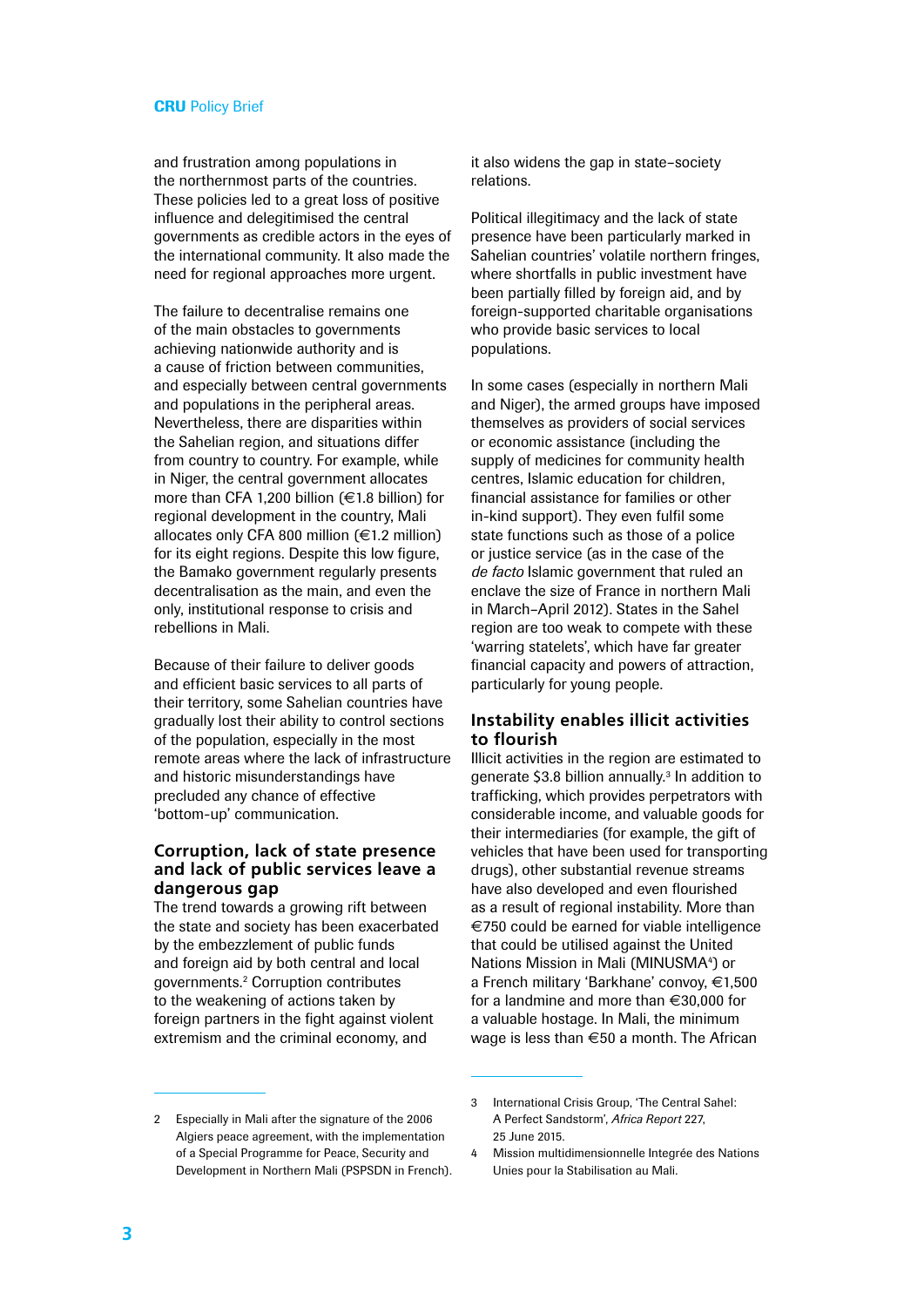and frustration among populations in the northernmost parts of the countries. These policies led to a great loss of positive influence and delegitimised the central governments as credible actors in the eyes of the international community. It also made the need for regional approaches more urgent.

The failure to decentralise remains one of the main obstacles to governments achieving nationwide authority and is a cause of friction between communities, and especially between central governments and populations in the peripheral areas. Nevertheless, there are disparities within the Sahelian region, and situations differ from country to country. For example, while in Niger, the central government allocates more than CFA 1,200 billion (€1.8 billion) for regional development in the country, Mali allocates only CFA 800 million (€1.2 million) for its eight regions. Despite this low figure, the Bamako government regularly presents decentralisation as the main, and even the only, institutional response to crisis and rebellions in Mali.

Because of their failure to deliver goods and efficient basic services to all parts of their territory, some Sahelian countries have gradually lost their ability to control sections of the population, especially in the most remote areas where the lack of infrastructure and historic misunderstandings have precluded any chance of effective 'bottom-up' communication.

## Corruption, lack of state presence and lack of public services leave a dangerous gap

The trend towards a growing rift between the state and society has been exacerbated by the embezzlement of public funds and foreign aid by both central and local governments.[2] Corruption contributes to the weakening of actions taken by foreign partners in the fight against violent extremism and the criminal economy, and it also widens the gap in state–society relations.

Political illegitimacy and the lack of state presence have been particularly marked in Sahelian countries' volatile northern fringes, where shortfalls in public investment have been partially filled by foreign aid, and by foreign-supported charitable organisations who provide basic services to local populations.

In some cases (especially in northern Mali and Niger), the armed groups have imposed themselves as providers of social services or economic assistance (including the supply of medicines for community health centres, Islamic education for children, financial assistance for families or other in-kind support). They even fulfil some state functions such as those of a police or justice service (as in the case of the *de facto* Islamic government that ruled an enclave the size of France in northern Mali in March–April 2012). States in the Sahel region are too weak to compete with these 'warring statelets', which have far greater financial capacity and powers of attraction, particularly for young people.

## Instability enables illicit activities to flourish

Illicit activities in the region are estimated to generate $3.8 billion annually.[3] In addition to trafficking, which provides perpetrators with considerable income, and valuable goods for their intermediaries (for example, the gift of vehicles that have been used for transporting drugs), other substantial revenue streams have also developed and even flourished as a result of regional instability. More than €750 could be earned for viable intelligence that could be utilised against the United Nations Mission in Mali (MINUSMA[4]) or a French military 'Barkhane' convoy, €1,500 for a landmine and more than €30,000 for a valuable hostage. In Mali, the minimum wage is less than €50 a month. The African

---

2 Especially in Mali after the signature of the 2006 Algiers peace agreement, with the implementation of a Special Programme for Peace, Security and Development in Northern Mali (PSPSDN in French).

3 International Crisis Group, 'The Central Sahel: A Perfect Sandstorm', *Africa Report* 227, 25 June 2015.

4 Mission multidimensionnelle Integrée des Nations Unies pour la Stabilisation au Mali.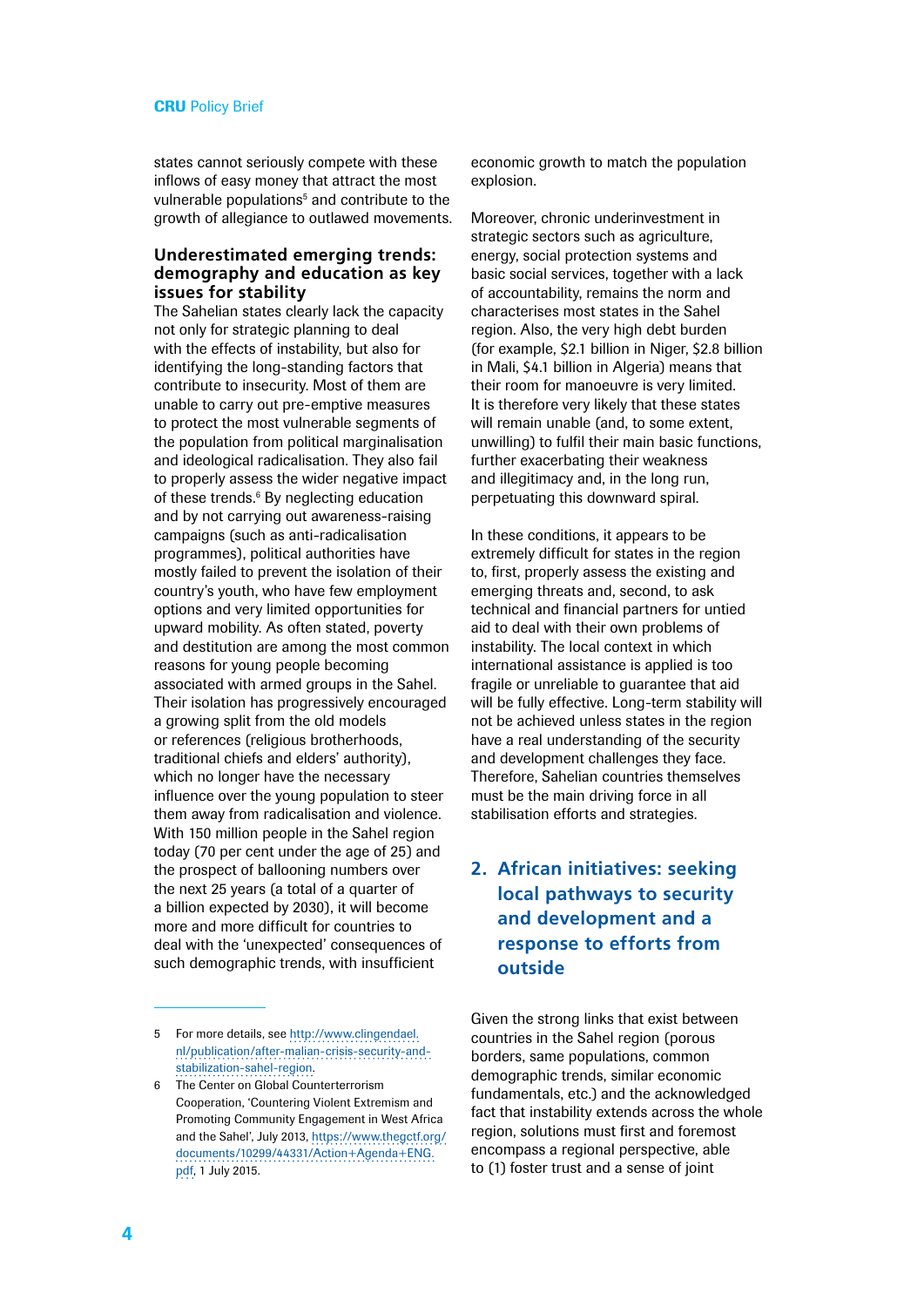states cannot seriously compete with these inflows of easy money that attract the most vulnerable populations[5] and contribute to the growth of allegiance to outlawed movements.

### Underestimated emerging trends: demography and education as key issues for stability

The Sahelian states clearly lack the capacity not only for strategic planning to deal with the effects of instability, but also for identifying the long-standing factors that contribute to insecurity. Most of them are unable to carry out pre-emptive measures to protect the most vulnerable segments of the population from political marginalisation and ideological radicalisation. They also fail to properly assess the wider negative impact of these trends.[6] By neglecting education and by not carrying out awareness-raising campaigns (such as anti-radicalisation programmes), political authorities have mostly failed to prevent the isolation of their country's youth, who have few employment options and very limited opportunities for upward mobility. As often stated, poverty and destitution are among the most common reasons for young people becoming associated with armed groups in the Sahel. Their isolation has progressively encouraged a growing split from the old models or references (religious brotherhoods, traditional chiefs and elders' authority), which no longer have the necessary influence over the young population to steer them away from radicalisation and violence. With 150 million people in the Sahel region today (70 per cent under the age of 25) and the prospect of ballooning numbers over the next 25 years (a total of a quarter of a billion expected by 2030), it will become more and more difficult for countries to deal with the 'unexpected' consequences of such demographic trends, with insufficient economic growth to match the population explosion.

Moreover, chronic underinvestment in strategic sectors such as agriculture, energy, social protection systems and basic social services, together with a lack of accountability, remains the norm and characterises most states in the Sahel region. Also, the very high debt burden (for example, $2.1 billion in Niger, $2.8 billion in Mali, $4.1 billion in Algeria) means that their room for manoeuvre is very limited. It is therefore very likely that these states will remain unable (and, to some extent, unwilling) to fulfil their main basic functions, further exacerbating their weakness and illegitimacy and, in the long run, perpetuating this downward spiral.

In these conditions, it appears to be extremely difficult for states in the region to, first, properly assess the existing and emerging threats and, second, to ask technical and financial partners for untied aid to deal with their own problems of instability. The local context in which international assistance is applied is too fragile or unreliable to guarantee that aid will be fully effective. Long-term stability will not be achieved unless states in the region have a real understanding of the security and development challenges they face. Therefore, Sahelian countries themselves must be the main driving force in all stabilisation efforts and strategies.

## 2. African initiatives: seeking local pathways to security and development and a response to efforts from outside

Given the strong links that exist between countries in the Sahel region (porous borders, same populations, common demographic trends, similar economic fundamentals, etc.) and the acknowledged fact that instability extends across the whole region, solutions must first and foremost encompass a regional perspective, able to (1) foster trust and a sense of joint

---

5 For more details, see http://www.clingendael.nl/publication/after-malian-crisis-security-and-stabilization-sahel-region.

6 The Center on Global Counterterrorism Cooperation, 'Countering Violent Extremism and Promoting Community Engagement in West Africa and the Sahel', July 2013, https://www.thegctf.org/documents/10299/44331/Action+Agenda+ENG.pdf, 1 July 2015.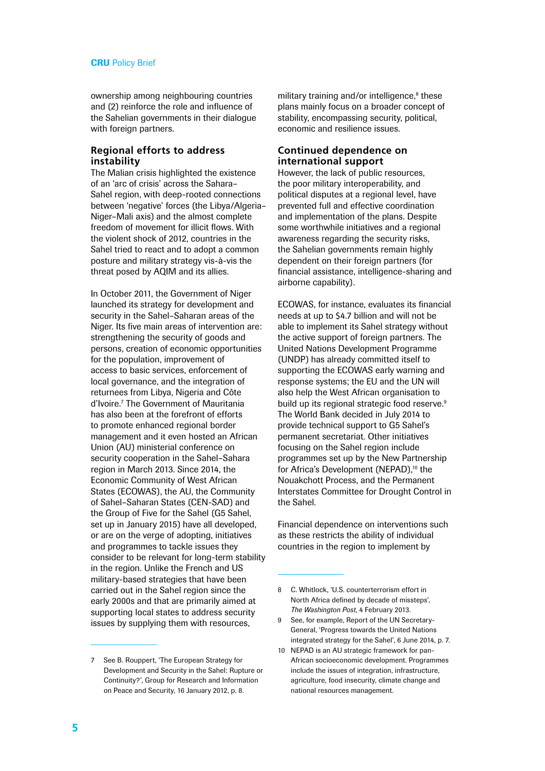ownership among neighbouring countries and (2) reinforce the role and influence of the Sahelian governments in their dialogue with foreign partners.

### Regional efforts to address instability

The Malian crisis highlighted the existence of an 'arc of crisis' across the Sahara–Sahel region, with deep-rooted connections between 'negative' forces (the Libya/Algeria–Niger–Mali axis) and the almost complete freedom of movement for illicit flows. With the violent shock of 2012, countries in the Sahel tried to react and to adopt a common posture and military strategy vis-à-vis the threat posed by AQIM and its allies.

In October 2011, the Government of Niger launched its strategy for development and security in the Sahel–Saharan areas of the Niger. Its five main areas of intervention are: strengthening the security of goods and persons, creation of economic opportunities for the population, improvement of access to basic services, enforcement of local governance, and the integration of returnees from Libya, Nigeria and Côte d'Ivoire.[7] The Government of Mauritania has also been at the forefront of efforts to promote enhanced regional border management and it even hosted an African Union (AU) ministerial conference on security cooperation in the Sahel–Sahara region in March 2013. Since 2014, the Economic Community of West African States (ECOWAS), the AU, the Community of Sahel–Saharan States (CEN-SAD) and the Group of Five for the Sahel (G5 Sahel, set up in January 2015) have all developed, or are on the verge of adopting, initiatives and programmes to tackle issues they consider to be relevant for long-term stability in the region. Unlike the French and US military-based strategies that have been carried out in the Sahel region since the early 2000s and that are primarily aimed at supporting local states to address security issues by supplying them with resources, military training and/or intelligence,[8] these plans mainly focus on a broader concept of stability, encompassing security, political, economic and resilience issues.

### Continued dependence on international support

However, the lack of public resources, the poor military interoperability, and political disputes at a regional level, have prevented full and effective coordination and implementation of the plans. Despite some worthwhile initiatives and a regional awareness regarding the security risks, the Sahelian governments remain highly dependent on their foreign partners (for financial assistance, intelligence-sharing and airborne capability).

ECOWAS, for instance, evaluates its financial needs at up to $4.7 billion and will not be able to implement its Sahel strategy without the active support of foreign partners. The United Nations Development Programme (UNDP) has already committed itself to supporting the ECOWAS early warning and response systems; the EU and the UN will also help the West African organisation to build up its regional strategic food reserve.[9] The World Bank decided in July 2014 to provide technical support to G5 Sahel's permanent secretariat. Other initiatives focusing on the Sahel region include programmes set up by the New Partnership for Africa's Development (NEPAD),[10] the Nouakchott Process, and the Permanent Interstates Committee for Drought Control in the Sahel.

Financial dependence on interventions such as these restricts the ability of individual countries in the region to implement by

---

7 See B. Rouppert, 'The European Strategy for Development and Security in the Sahel: Rupture or Continuity?', Group for Research and Information on Peace and Security, 16 January 2012, p. 8.

8 C. Whitlock, 'U.S. counterterrorism effort in North Africa defined by decade of missteps', *The Washington Post*, 4 February 2013.

9 See, for example, Report of the UN Secretary-General, 'Progress towards the United Nations integrated strategy for the Sahel', 6 June 2014, p. 7.

10 NEPAD is an AU strategic framework for pan-African socioeconomic development. Programmes include the issues of integration, infrastructure, agriculture, food insecurity, climate change and national resources management.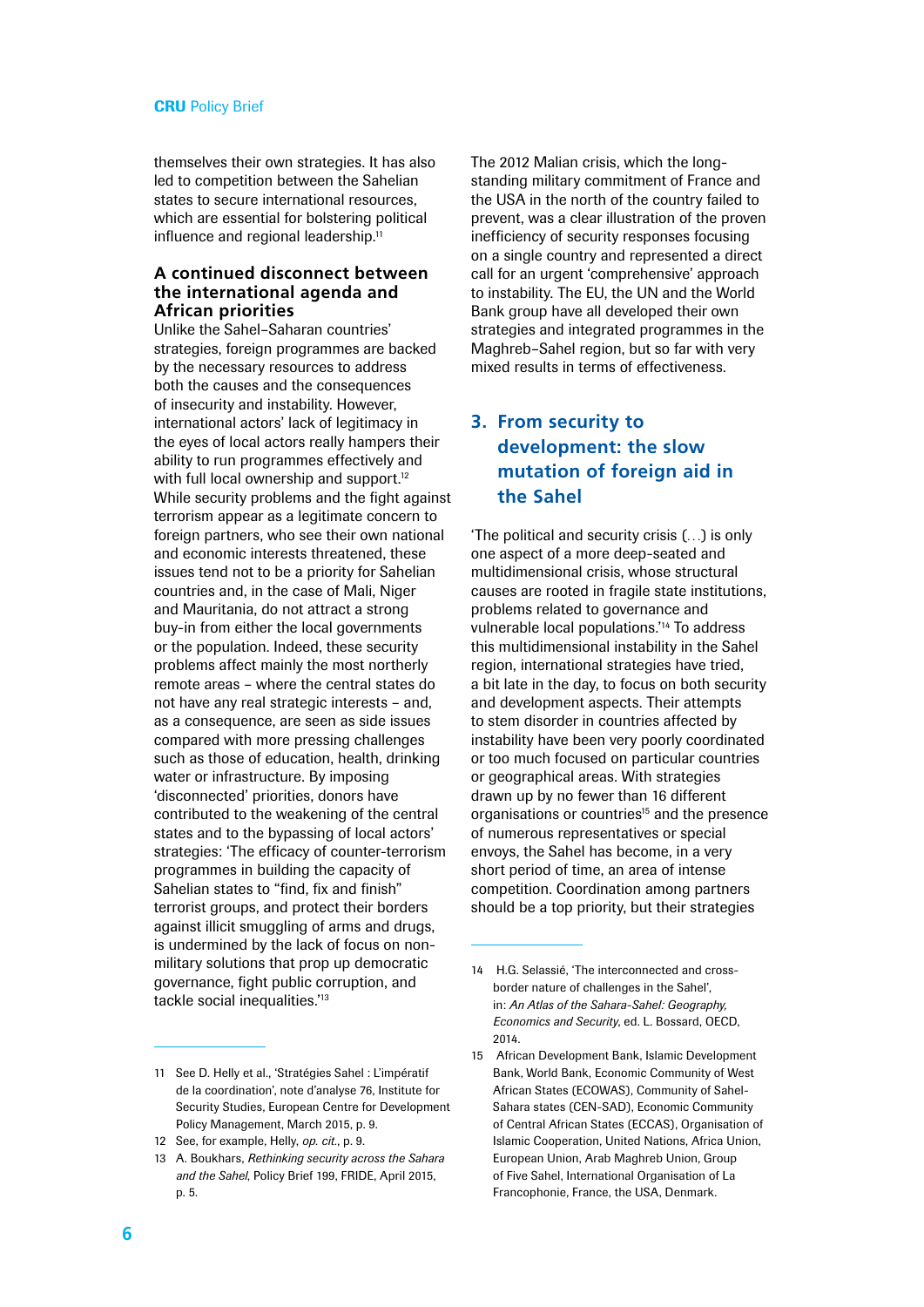themselves their own strategies. It has also led to competition between the Sahelian states to secure international resources, which are essential for bolstering political influence and regional leadership.[11]

### A continued disconnect between the international agenda and African priorities

Unlike the Sahel–Saharan countries' strategies, foreign programmes are backed by the necessary resources to address both the causes and the consequences of insecurity and instability. However, international actors' lack of legitimacy in the eyes of local actors really hampers their ability to run programmes effectively and with full local ownership and support.[12] While security problems and the fight against terrorism appear as a legitimate concern to foreign partners, who see their own national and economic interests threatened, these issues tend not to be a priority for Sahelian countries and, in the case of Mali, Niger and Mauritania, do not attract a strong buy-in from either the local governments or the population. Indeed, these security problems affect mainly the most northerly remote areas – where the central states do not have any real strategic interests – and, as a consequence, are seen as side issues compared with more pressing challenges such as those of education, health, drinking water or infrastructure. By imposing 'disconnected' priorities, donors have contributed to the weakening of the central states and to the bypassing of local actors' strategies: 'The efficacy of counter-terrorism programmes in building the capacity of Sahelian states to "find, fix and finish" terrorist groups, and protect their borders against illicit smuggling of arms and drugs, is undermined by the lack of focus on non-military solutions that prop up democratic governance, fight public corruption, and tackle social inequalities.'[13]

The 2012 Malian crisis, which the long-standing military commitment of France and the USA in the north of the country failed to prevent, was a clear illustration of the proven inefficiency of security responses focusing on a single country and represented a direct call for an urgent 'comprehensive' approach to instability. The EU, the UN and the World Bank group have all developed their own strategies and integrated programmes in the Maghreb–Sahel region, but so far with very mixed results in terms of effectiveness.

## 3. From security to development: the slow mutation of foreign aid in the Sahel

'The political and security crisis (…) is only one aspect of a more deep-seated and multidimensional crisis, whose structural causes are rooted in fragile state institutions, problems related to governance and vulnerable local populations.'[14] To address this multidimensional instability in the Sahel region, international strategies have tried, a bit late in the day, to focus on both security and development aspects. Their attempts to stem disorder in countries affected by instability have been very poorly coordinated or too much focused on particular countries or geographical areas. With strategies drawn up by no fewer than 16 different organisations or countries[15] and the presence of numerous representatives or special envoys, the Sahel has become, in a very short period of time, an area of intense competition. Coordination among partners should be a top priority, but their strategies

---

11 See D. Helly et al., 'Stratégies Sahel : L'impératif de la coordination', note d'analyse 76, Institute for Security Studies, European Centre for Development Policy Management, March 2015, p. 9.

12 See, for example, Helly, *op. cit.*, p. 9.

13 A. Boukhars, *Rethinking security across the Sahara and the Sahel*, Policy Brief 199, FRIDE, April 2015, p. 5.

14 H.G. Selassié, 'The interconnected and cross-border nature of challenges in the Sahel', in: *An Atlas of the Sahara-Sahel: Geography, Economics and Security*, ed. L. Bossard, OECD, 2014.

15 African Development Bank, Islamic Development Bank, World Bank, Economic Community of West African States (ECOWAS), Community of Sahel-Sahara states (CEN-SAD), Economic Community of Central African States (ECCAS), Organisation of Islamic Cooperation, United Nations, Africa Union, European Union, Arab Maghreb Union, Group of Five Sahel, International Organisation of La Francophonie, France, the USA, Denmark.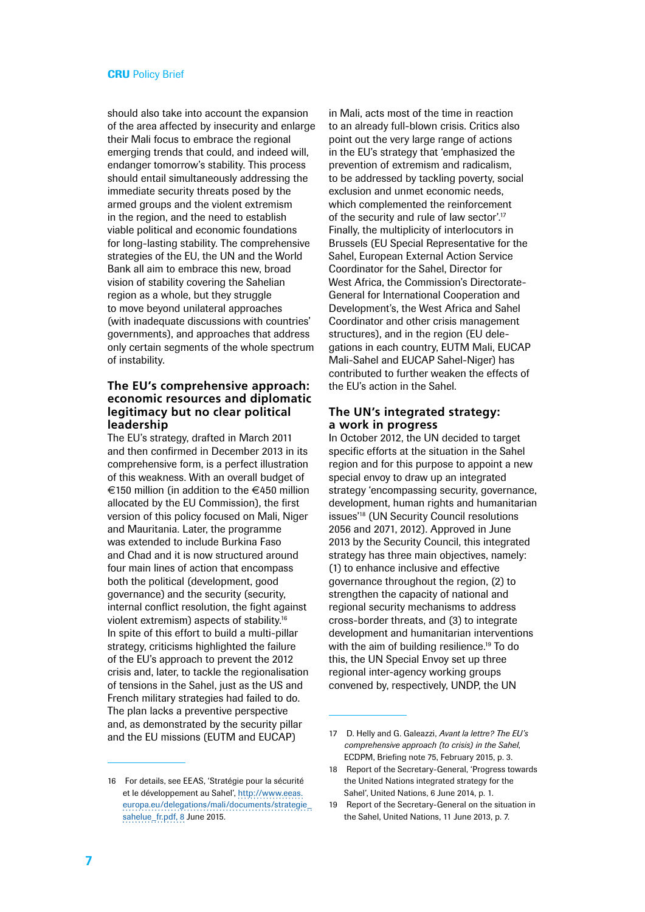should also take into account the expansion of the area affected by insecurity and enlarge their Mali focus to embrace the regional emerging trends that could, and indeed will, endanger tomorrow's stability. This process should entail simultaneously addressing the immediate security threats posed by the armed groups and the violent extremism in the region, and the need to establish viable political and economic foundations for long-lasting stability. The comprehensive strategies of the EU, the UN and the World Bank all aim to embrace this new, broad vision of stability covering the Sahelian region as a whole, but they struggle to move beyond unilateral approaches (with inadequate discussions with countries' governments), and approaches that address only certain segments of the whole spectrum of instability.

## The EU's comprehensive approach: economic resources and diplomatic legitimacy but no clear political leadership

The EU's strategy, drafted in March 2011 and then confirmed in December 2013 in its comprehensive form, is a perfect illustration of this weakness. With an overall budget of €150 million (in addition to the €450 million allocated by the EU Commission), the first version of this policy focused on Mali, Niger and Mauritania. Later, the programme was extended to include Burkina Faso and Chad and it is now structured around four main lines of action that encompass both the political (development, good governance) and the security (security, internal conflict resolution, the fight against violent extremism) aspects of stability.[16] In spite of this effort to build a multi-pillar strategy, criticisms highlighted the failure of the EU's approach to prevent the 2012 crisis and, later, to tackle the regionalisation of tensions in the Sahel, just as the US and French military strategies had failed to do. The plan lacks a preventive perspective and, as demonstrated by the security pillar and the EU missions (EUTM and EUCAP) in Mali, acts most of the time in reaction to an already full-blown crisis. Critics also point out the very large range of actions in the EU's strategy that 'emphasized the prevention of extremism and radicalism, to be addressed by tackling poverty, social exclusion and unmet economic needs, which complemented the reinforcement of the security and rule of law sector'.[17] Finally, the multiplicity of interlocutors in Brussels (EU Special Representative for the Sahel, European External Action Service Coordinator for the Sahel, Director for West Africa, the Commission's Directorate-General for International Cooperation and Development's, the West Africa and Sahel Coordinator and other crisis management structures), and in the region (EU delegations in each country, EUTM Mali, EUCAP Mali-Sahel and EUCAP Sahel-Niger) has contributed to further weaken the effects of the EU's action in the Sahel.

## The UN's integrated strategy: a work in progress

In October 2012, the UN decided to target specific efforts at the situation in the Sahel region and for this purpose to appoint a new special envoy to draw up an integrated strategy 'encompassing security, governance, development, human rights and humanitarian issues'[18] (UN Security Council resolutions 2056 and 2071, 2012). Approved in June 2013 by the Security Council, this integrated strategy has three main objectives, namely: (1) to enhance inclusive and effective governance throughout the region, (2) to strengthen the capacity of national and regional security mechanisms to address cross-border threats, and (3) to integrate development and humanitarian interventions with the aim of building resilience.[19] To do this, the UN Special Envoy set up three regional inter-agency working groups convened by, respectively, UNDP, the UN

---

16 For details, see EEAS, 'Stratégie pour la sécurité et le développement au Sahel', http://www.eeas.europa.eu/delegations/mali/documents/strategie_sahelue_fr.pdf, 8 June 2015.

17 D. Helly and G. Galeazzi, *Avant la lettre? The EU's comprehensive approach (to crisis) in the Sahel*, ECDPM, Briefing note 75, February 2015, p. 3.

18 Report of the Secretary-General, 'Progress towards the United Nations integrated strategy for the Sahel', United Nations, 6 June 2014, p. 1.

19 Report of the Secretary-General on the situation in the Sahel, United Nations, 11 June 2013, p. 7.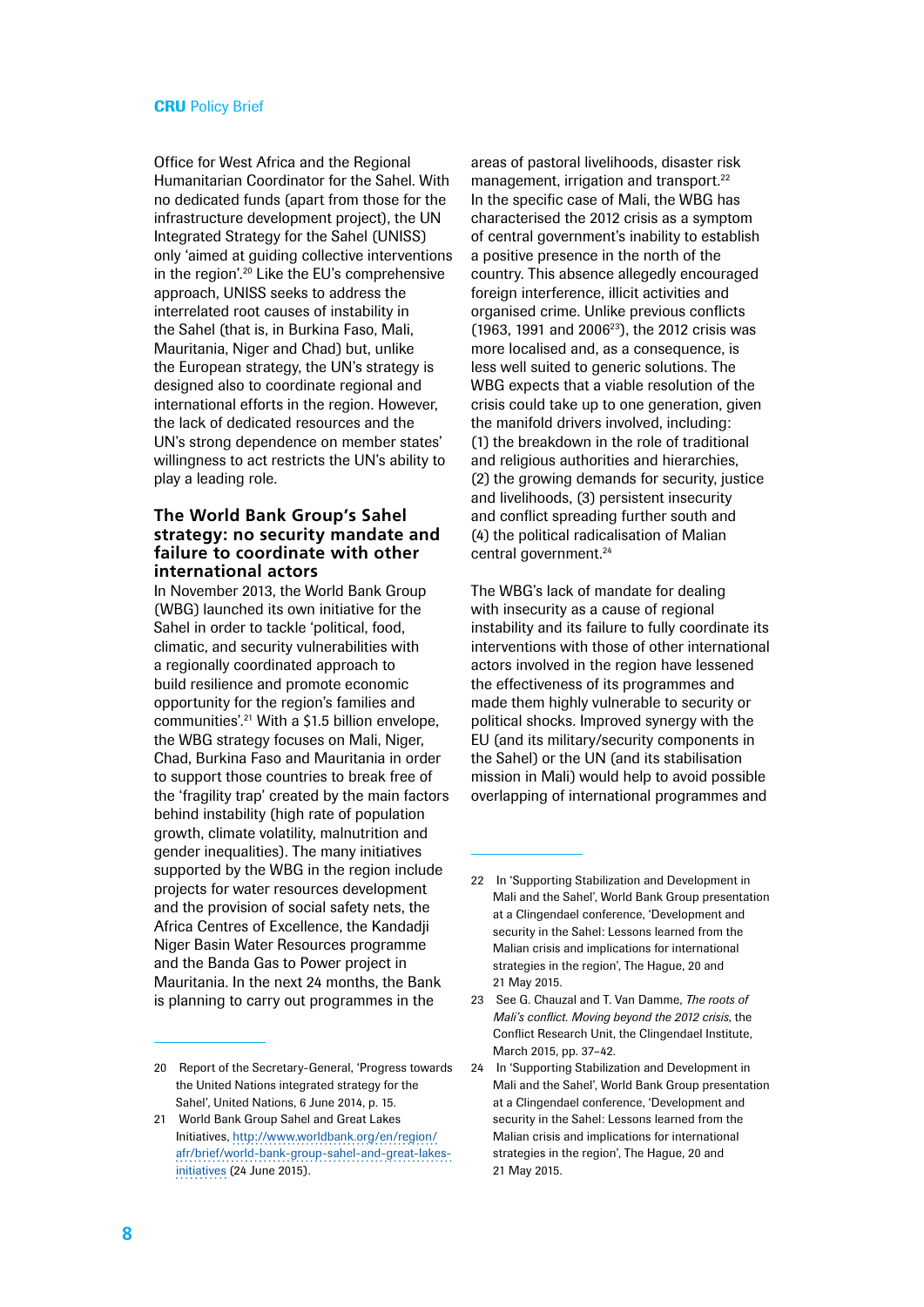Office for West Africa and the Regional Humanitarian Coordinator for the Sahel. With no dedicated funds (apart from those for the infrastructure development project), the UN Integrated Strategy for the Sahel (UNISS) only 'aimed at guiding collective interventions in the region'.[20] Like the EU's comprehensive approach, UNISS seeks to address the interrelated root causes of instability in the Sahel (that is, in Burkina Faso, Mali, Mauritania, Niger and Chad) but, unlike the European strategy, the UN's strategy is designed also to coordinate regional and international efforts in the region. However, the lack of dedicated resources and the UN's strong dependence on member states' willingness to act restricts the UN's ability to play a leading role.

### The World Bank Group's Sahel strategy: no security mandate and failure to coordinate with other international actors

In November 2013, the World Bank Group (WBG) launched its own initiative for the Sahel in order to tackle 'political, food, climatic, and security vulnerabilities with a regionally coordinated approach to build resilience and promote economic opportunity for the region's families and communities'.[21] With a $1.5 billion envelope, the WBG strategy focuses on Mali, Niger, Chad, Burkina Faso and Mauritania in order to support those countries to break free of the 'fragility trap' created by the main factors behind instability (high rate of population growth, climate volatility, malnutrition and gender inequalities). The many initiatives supported by the WBG in the region include projects for water resources development and the provision of social safety nets, the Africa Centres of Excellence, the Kandadji Niger Basin Water Resources programme and the Banda Gas to Power project in Mauritania. In the next 24 months, the Bank is planning to carry out programmes in the areas of pastoral livelihoods, disaster risk management, irrigation and transport.[22]

In the specific case of Mali, the WBG has characterised the 2012 crisis as a symptom of central government's inability to establish a positive presence in the north of the country. This absence allegedly encouraged foreign interference, illicit activities and organised crime. Unlike previous conflicts (1963, 1991 and 2006[23]), the 2012 crisis was more localised and, as a consequence, is less well suited to generic solutions. The WBG expects that a viable resolution of the crisis could take up to one generation, given the manifold drivers involved, including: (1) the breakdown in the role of traditional and religious authorities and hierarchies, (2) the growing demands for security, justice and livelihoods, (3) persistent insecurity and conflict spreading further south and (4) the political radicalisation of Malian central government.[24]

The WBG's lack of mandate for dealing with insecurity as a cause of regional instability and its failure to fully coordinate its interventions with those of other international actors involved in the region have lessened the effectiveness of its programmes and made them highly vulnerable to security or political shocks. Improved synergy with the EU (and its military/security components in the Sahel) or the UN (and its stabilisation mission in Mali) would help to avoid possible overlapping of international programmes and

---

20 Report of the Secretary-General, 'Progress towards the United Nations integrated strategy for the Sahel', United Nations, 6 June 2014, p. 15.

21 World Bank Group Sahel and Great Lakes Initiatives, http://www.worldbank.org/en/region/afr/brief/world-bank-group-sahel-and-great-lakes-initiatives (24 June 2015).

22 In 'Supporting Stabilization and Development in Mali and the Sahel', World Bank Group presentation at a Clingendael conference, 'Development and security in the Sahel: Lessons learned from the Malian crisis and implications for international strategies in the region', The Hague, 20 and 21 May 2015.

23 See G. Chauzal and T. Van Damme, *The roots of Mali's conflict. Moving beyond the 2012 crisis*, the Conflict Research Unit, the Clingendael Institute, March 2015, pp. 37–42.

24 In 'Supporting Stabilization and Development in Mali and the Sahel', World Bank Group presentation at a Clingendael conference, 'Development and security in the Sahel: Lessons learned from the Malian crisis and implications for international strategies in the region', The Hague, 20 and 21 May 2015.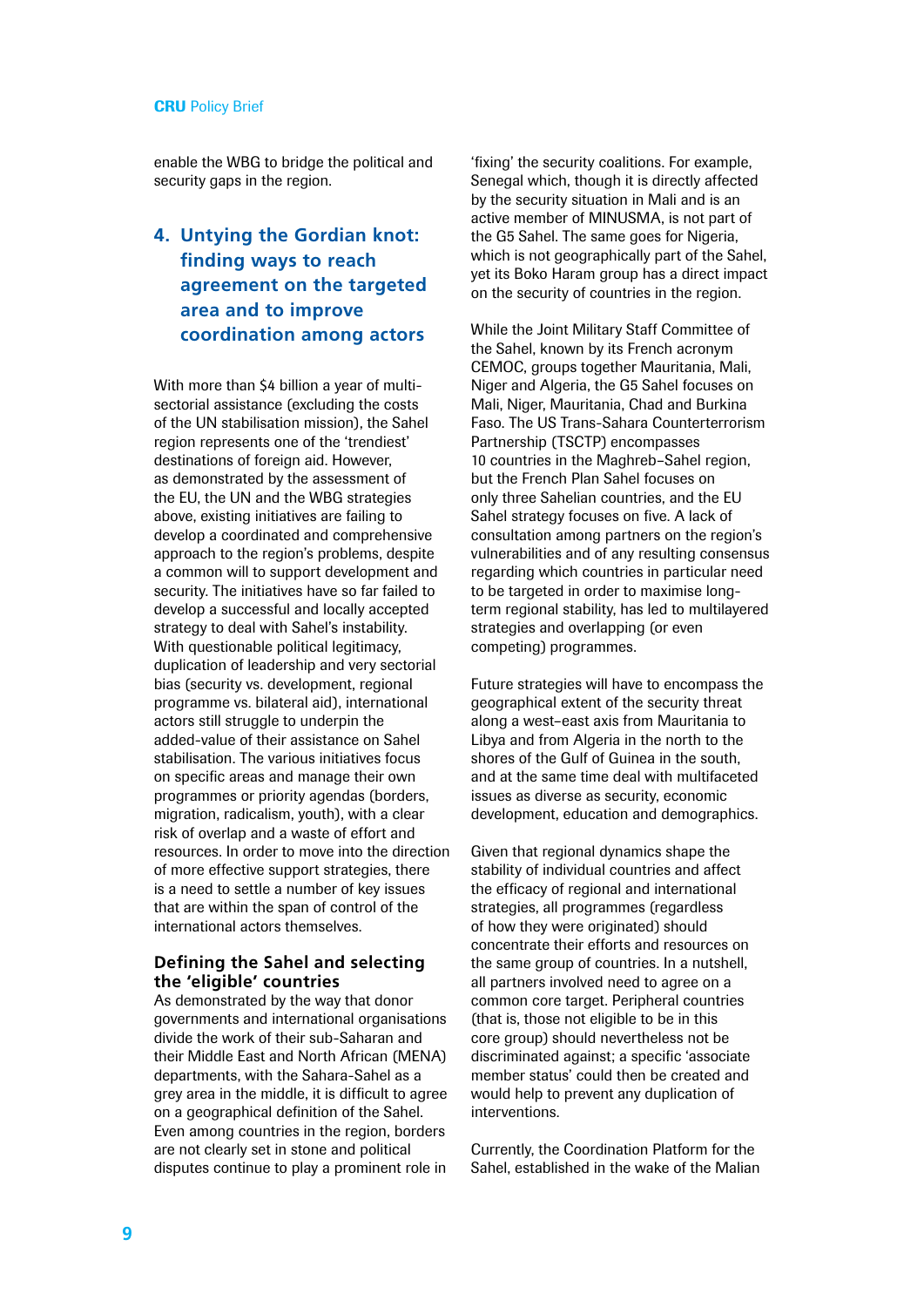enable the WBG to bridge the political and security gaps in the region.

## 4. Untying the Gordian knot: finding ways to reach agreement on the targeted area and to improve coordination among actors

With more than $4 billion a year of multi-sectorial assistance (excluding the costs of the UN stabilisation mission), the Sahel region represents one of the 'trendiest' destinations of foreign aid. However, as demonstrated by the assessment of the EU, the UN and the WBG strategies above, existing initiatives are failing to develop a coordinated and comprehensive approach to the region's problems, despite a common will to support development and security. The initiatives have so far failed to develop a successful and locally accepted strategy to deal with Sahel's instability. With questionable political legitimacy, duplication of leadership and very sectorial bias (security vs. development, regional programme vs. bilateral aid), international actors still struggle to underpin the added-value of their assistance on Sahel stabilisation. The various initiatives focus on specific areas and manage their own programmes or priority agendas (borders, migration, radicalism, youth), with a clear risk of overlap and a waste of effort and resources. In order to move into the direction of more effective support strategies, there is a need to settle a number of key issues that are within the span of control of the international actors themselves.

### Defining the Sahel and selecting the 'eligible' countries

As demonstrated by the way that donor governments and international organisations divide the work of their sub-Saharan and their Middle East and North African (MENA) departments, with the Sahara-Sahel as a grey area in the middle, it is difficult to agree on a geographical definition of the Sahel. Even among countries in the region, borders are not clearly set in stone and political disputes continue to play a prominent role in 'fixing' the security coalitions. For example, Senegal which, though it is directly affected by the security situation in Mali and is an active member of MINUSMA, is not part of the G5 Sahel. The same goes for Nigeria, which is not geographically part of the Sahel, yet its Boko Haram group has a direct impact on the security of countries in the region.

While the Joint Military Staff Committee of the Sahel, known by its French acronym CEMOC, groups together Mauritania, Mali, Niger and Algeria, the G5 Sahel focuses on Mali, Niger, Mauritania, Chad and Burkina Faso. The US Trans-Sahara Counterterrorism Partnership (TSCTP) encompasses 10 countries in the Maghreb-Sahel region, but the French Plan Sahel focuses on only three Sahelian countries, and the EU Sahel strategy focuses on five. A lack of consultation among partners on the region's vulnerabilities and of any resulting consensus regarding which countries in particular need to be targeted in order to maximise long-term regional stability, has led to multilayered strategies and overlapping (or even competing) programmes.

Future strategies will have to encompass the geographical extent of the security threat along a west–east axis from Mauritania to Libya and from Algeria in the north to the shores of the Gulf of Guinea in the south, and at the same time deal with multifaceted issues as diverse as security, economic development, education and demographics.

Given that regional dynamics shape the stability of individual countries and affect the efficacy of regional and international strategies, all programmes (regardless of how they were originated) should concentrate their efforts and resources on the same group of countries. In a nutshell, all partners involved need to agree on a common core target. Peripheral countries (that is, those not eligible to be in this core group) should nevertheless not be discriminated against; a specific 'associate member status' could then be created and would help to prevent any duplication of interventions.

Currently, the Coordination Platform for the Sahel, established in the wake of the Malian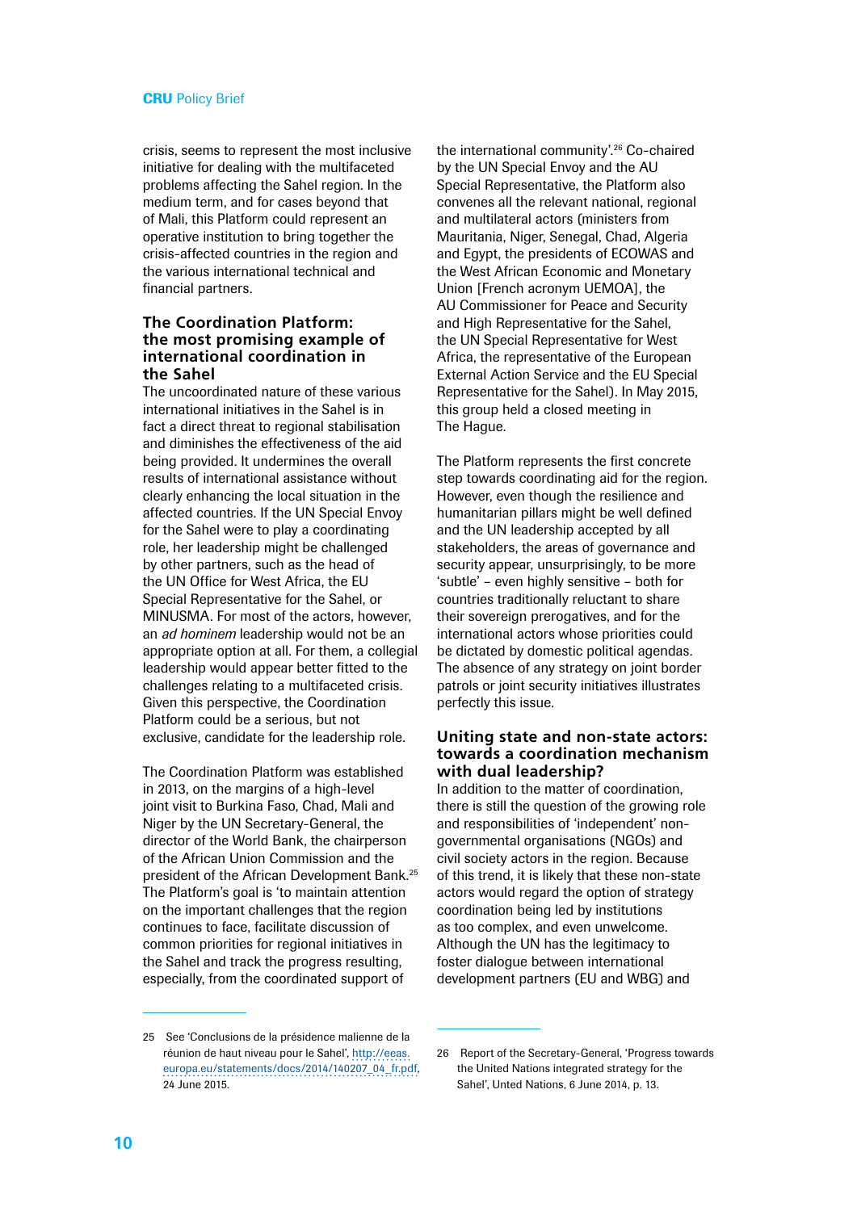crisis, seems to represent the most inclusive initiative for dealing with the multifaceted problems affecting the Sahel region. In the medium term, and for cases beyond that of Mali, this Platform could represent an operative institution to bring together the crisis-affected countries in the region and the various international technical and financial partners.

## The Coordination Platform: the most promising example of international coordination in the Sahel

The uncoordinated nature of these various international initiatives in the Sahel is in fact a direct threat to regional stabilisation and diminishes the effectiveness of the aid being provided. It undermines the overall results of international assistance without clearly enhancing the local situation in the affected countries. If the UN Special Envoy for the Sahel were to play a coordinating role, her leadership might be challenged by other partners, such as the head of the UN Office for West Africa, the EU Special Representative for the Sahel, or MINUSMA. For most of the actors, however, an *ad hominem* leadership would not be an appropriate option at all. For them, a collegial leadership would appear better fitted to the challenges relating to a multifaceted crisis. Given this perspective, the Coordination Platform could be a serious, but not exclusive, candidate for the leadership role.

The Coordination Platform was established in 2013, on the margins of a high-level joint visit to Burkina Faso, Chad, Mali and Niger by the UN Secretary-General, the director of the World Bank, the chairperson of the African Union Commission and the president of the African Development Bank.[25] The Platform's goal is 'to maintain attention on the important challenges that the region continues to face, facilitate discussion of common priorities for regional initiatives in the Sahel and track the progress resulting, especially, from the coordinated support of the international community'.[26] Co-chaired by the UN Special Envoy and the AU Special Representative, the Platform also convenes all the relevant national, regional and multilateral actors (ministers from Mauritania, Niger, Senegal, Chad, Algeria and Egypt, the presidents of ECOWAS and the West African Economic and Monetary Union [French acronym UEMOA], the AU Commissioner for Peace and Security and High Representative for the Sahel, the UN Special Representative for West Africa, the representative of the European External Action Service and the EU Special Representative for the Sahel). In May 2015, this group held a closed meeting in The Hague.

The Platform represents the first concrete step towards coordinating aid for the region. However, even though the resilience and humanitarian pillars might be well defined and the UN leadership accepted by all stakeholders, the areas of governance and security appear, unsurprisingly, to be more 'subtle' – even highly sensitive – both for countries traditionally reluctant to share their sovereign prerogatives, and for the international actors whose priorities could be dictated by domestic political agendas. The absence of any strategy on joint border patrols or joint security initiatives illustrates perfectly this issue.

## Uniting state and non-state actors: towards a coordination mechanism with dual leadership?

In addition to the matter of coordination, there is still the question of the growing role and responsibilities of 'independent' non-governmental organisations (NGOs) and civil society actors in the region. Because of this trend, it is likely that these non-state actors would regard the option of strategy coordination being led by institutions as too complex, and even unwelcome. Although the UN has the legitimacy to foster dialogue between international development partners (EU and WBG) and

---

25 See 'Conclusions de la présidence malienne de la réunion de haut niveau pour le Sahel', http://eeas.europa.eu/statements/docs/2014/140207_04_fr.pdf, 24 June 2015.

26 Report of the Secretary-General, 'Progress towards the United Nations integrated strategy for the Sahel', Unted Nations, 6 June 2014, p. 13.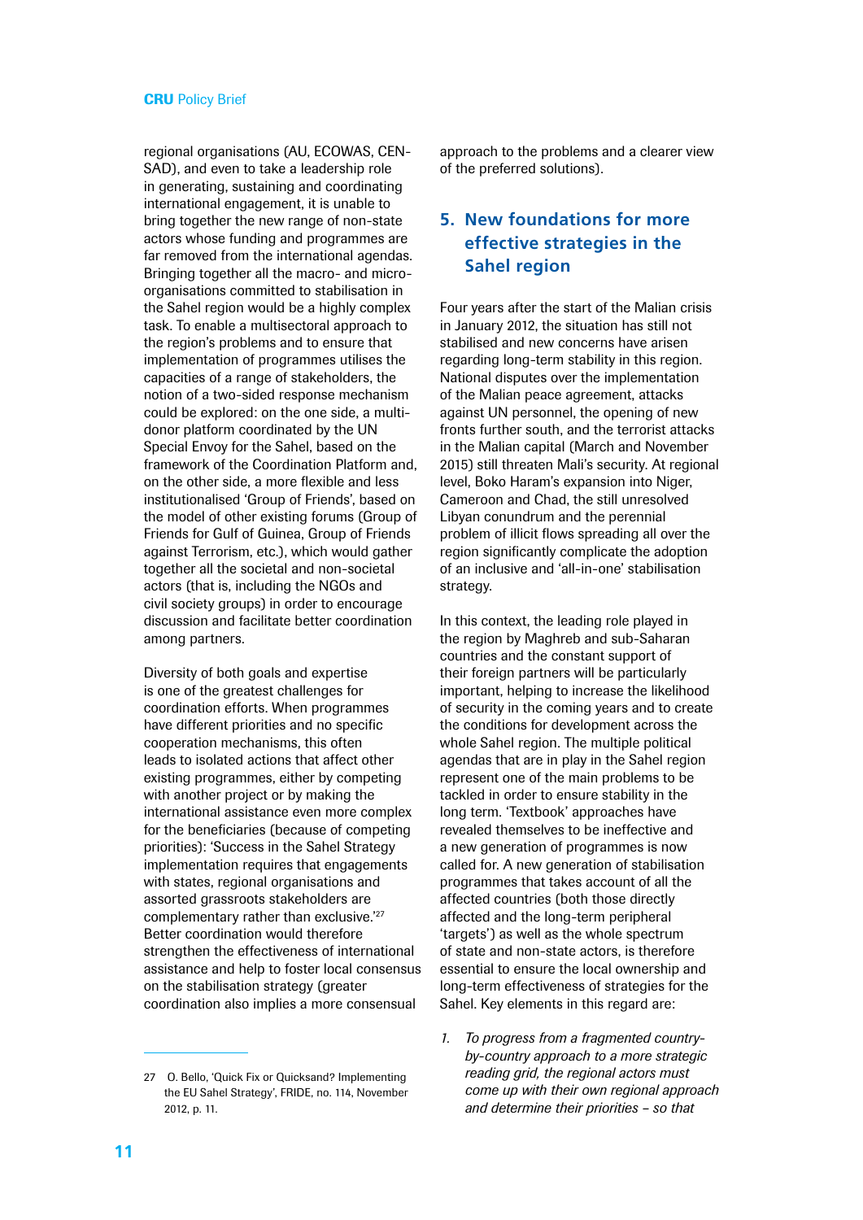regional organisations (AU, ECOWAS, CEN-SAD), and even to take a leadership role in generating, sustaining and coordinating international engagement, it is unable to bring together the new range of non-state actors whose funding and programmes are far removed from the international agendas. Bringing together all the macro- and micro-organisations committed to stabilisation in the Sahel region would be a highly complex task. To enable a multisectoral approach to the region's problems and to ensure that implementation of programmes utilises the capacities of a range of stakeholders, the notion of a two-sided response mechanism could be explored: on the one side, a multi-donor platform coordinated by the UN Special Envoy for the Sahel, based on the framework of the Coordination Platform and, on the other side, a more flexible and less institutionalised 'Group of Friends', based on the model of other existing forums (Group of Friends for Gulf of Guinea, Group of Friends against Terrorism, etc.), which would gather together all the societal and non-societal actors (that is, including the NGOs and civil society groups) in order to encourage discussion and facilitate better coordination among partners.

Diversity of both goals and expertise is one of the greatest challenges for coordination efforts. When programmes have different priorities and no specific cooperation mechanisms, this often leads to isolated actions that affect other existing programmes, either by competing with another project or by making the international assistance even more complex for the beneficiaries (because of competing priorities): 'Success in the Sahel Strategy implementation requires that engagements with states, regional organisations and assorted grassroots stakeholders are complementary rather than exclusive.'[27] Better coordination would therefore strengthen the effectiveness of international assistance and help to foster local consensus on the stabilisation strategy (greater coordination also implies a more consensual approach to the problems and a clearer view of the preferred solutions).

## 5. New foundations for more effective strategies in the Sahel region

Four years after the start of the Malian crisis in January 2012, the situation has still not stabilised and new concerns have arisen regarding long-term stability in this region. National disputes over the implementation of the Malian peace agreement, attacks against UN personnel, the opening of new fronts further south, and the terrorist attacks in the Malian capital (March and November 2015) still threaten Mali's security. At regional level, Boko Haram's expansion into Niger, Cameroon and Chad, the still unresolved Libyan conundrum and the perennial problem of illicit flows spreading all over the region significantly complicate the adoption of an inclusive and 'all-in-one' stabilisation strategy.

In this context, the leading role played in the region by Maghreb and sub-Saharan countries and the constant support of their foreign partners will be particularly important, helping to increase the likelihood of security in the coming years and to create the conditions for development across the whole Sahel region. The multiple political agendas that are in play in the Sahel region represent one of the main problems to be tackled in order to ensure stability in the long term. 'Textbook' approaches have revealed themselves to be ineffective and a new generation of programmes is now called for. A new generation of stabilisation programmes that takes account of all the affected countries (both those directly affected and the long-term peripheral 'targets') as well as the whole spectrum of state and non-state actors, is therefore essential to ensure the local ownership and long-term effectiveness of strategies for the Sahel. Key elements in this regard are:

1. *To progress from a fragmented country-by-country approach to a more strategic reading grid, the regional actors must come up with their own regional approach and determine their priorities – so that*

---

27 O. Bello, 'Quick Fix or Quicksand? Implementing the EU Sahel Strategy', FRIDE, no. 114, November 2012, p. 11.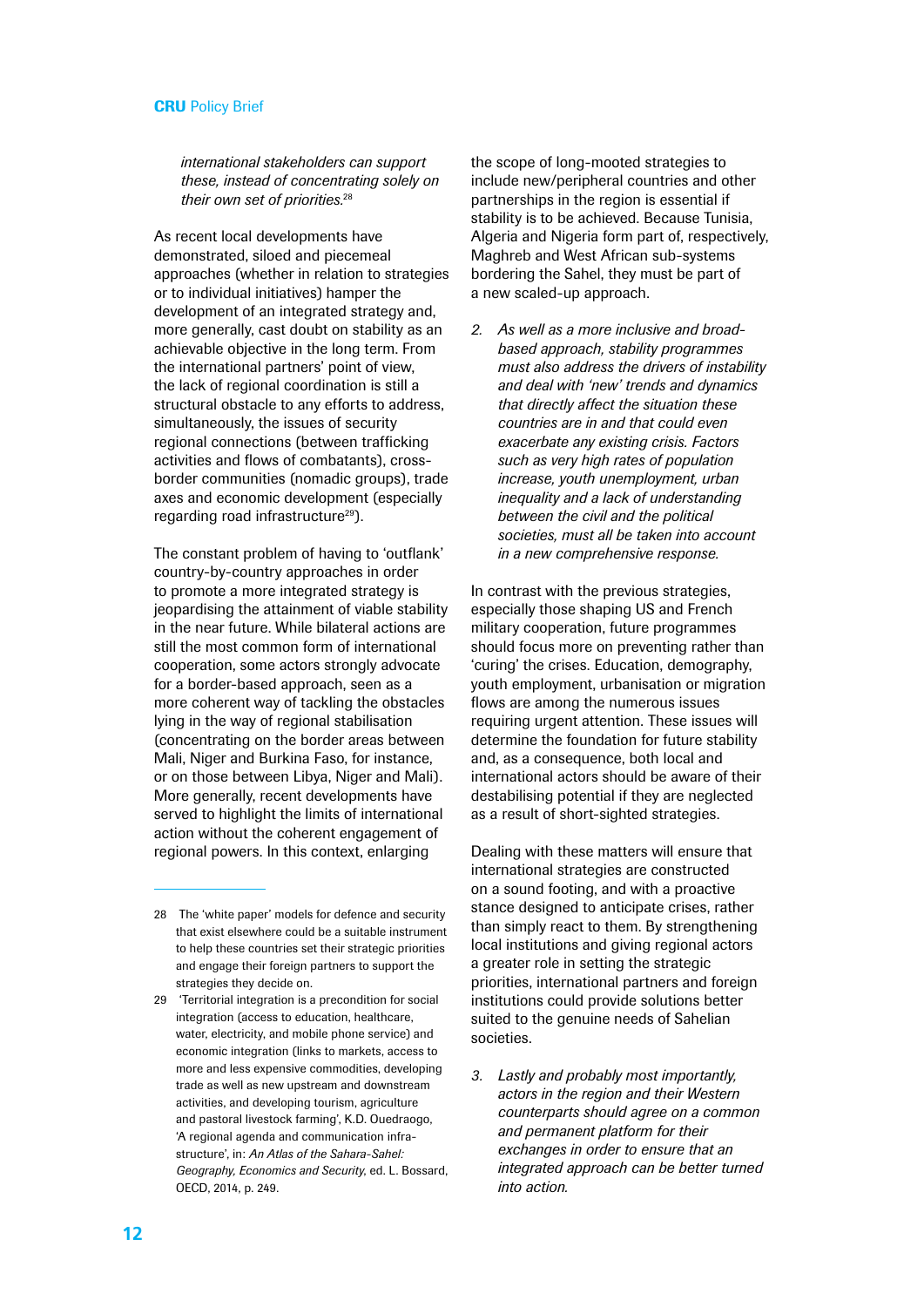*international stakeholders can support these, instead of concentrating solely on their own set of priorities.*[28]

As recent local developments have demonstrated, siloed and piecemeal approaches (whether in relation to strategies or to individual initiatives) hamper the development of an integrated strategy and, more generally, cast doubt on stability as an achievable objective in the long term. From the international partners' point of view, the lack of regional coordination is still a structural obstacle to any efforts to address, simultaneously, the issues of security regional connections (between trafficking activities and flows of combatants), cross-border communities (nomadic groups), trade axes and economic development (especially regarding road infrastructure[29]).

The constant problem of having to 'outflank' country-by-country approaches in order to promote a more integrated strategy is jeopardising the attainment of viable stability in the near future. While bilateral actions are still the most common form of international cooperation, some actors strongly advocate for a border-based approach, seen as a more coherent way of tackling the obstacles lying in the way of regional stabilisation (concentrating on the border areas between Mali, Niger and Burkina Faso, for instance, or on those between Libya, Niger and Mali). More generally, recent developments have served to highlight the limits of international action without the coherent engagement of regional powers. In this context, enlarging the scope of long-mooted strategies to include new/peripheral countries and other partnerships in the region is essential if stability is to be achieved. Because Tunisia, Algeria and Nigeria form part of, respectively, Maghreb and West African sub-systems bordering the Sahel, they must be part of a new scaled-up approach.

2. *As well as a more inclusive and broad-based approach, stability programmes must also address the drivers of instability and deal with 'new' trends and dynamics that directly affect the situation these countries are in and that could even exacerbate any existing crisis. Factors such as very high rates of population increase, youth unemployment, urban inequality and a lack of understanding between the civil and the political societies, must all be taken into account in a new comprehensive response.*

In contrast with the previous strategies, especially those shaping US and French military cooperation, future programmes should focus more on preventing rather than 'curing' the crises. Education, demography, youth employment, urbanisation or migration flows are among the numerous issues requiring urgent attention. These issues will determine the foundation for future stability and, as a consequence, both local and international actors should be aware of their destabilising potential if they are neglected as a result of short-sighted strategies.

Dealing with these matters will ensure that international strategies are constructed on a sound footing, and with a proactive stance designed to anticipate crises, rather than simply react to them. By strengthening local institutions and giving regional actors a greater role in setting the strategic priorities, international partners and foreign institutions could provide solutions better suited to the genuine needs of Sahelian societies.

3. *Lastly and probably most importantly, actors in the region and their Western counterparts should agree on a common and permanent platform for their exchanges in order to ensure that an integrated approach can be better turned into action.*

---

28 The 'white paper' models for defence and security that exist elsewhere could be a suitable instrument to help these countries set their strategic priorities and engage their foreign partners to support the strategies they decide on.

29 'Territorial integration is a precondition for social integration (access to education, healthcare, water, electricity, and mobile phone service) and economic integration (links to markets, access to more and less expensive commodities, developing trade as well as new upstream and downstream activities, and developing tourism, agriculture and pastoral livestock farming', K.D. Ouedraogo, 'A regional agenda and communication infra-structure', in: *An Atlas of the Sahara-Sahel: Geography, Economics and Security*, ed. L. Bossard, OECD, 2014, p. 249.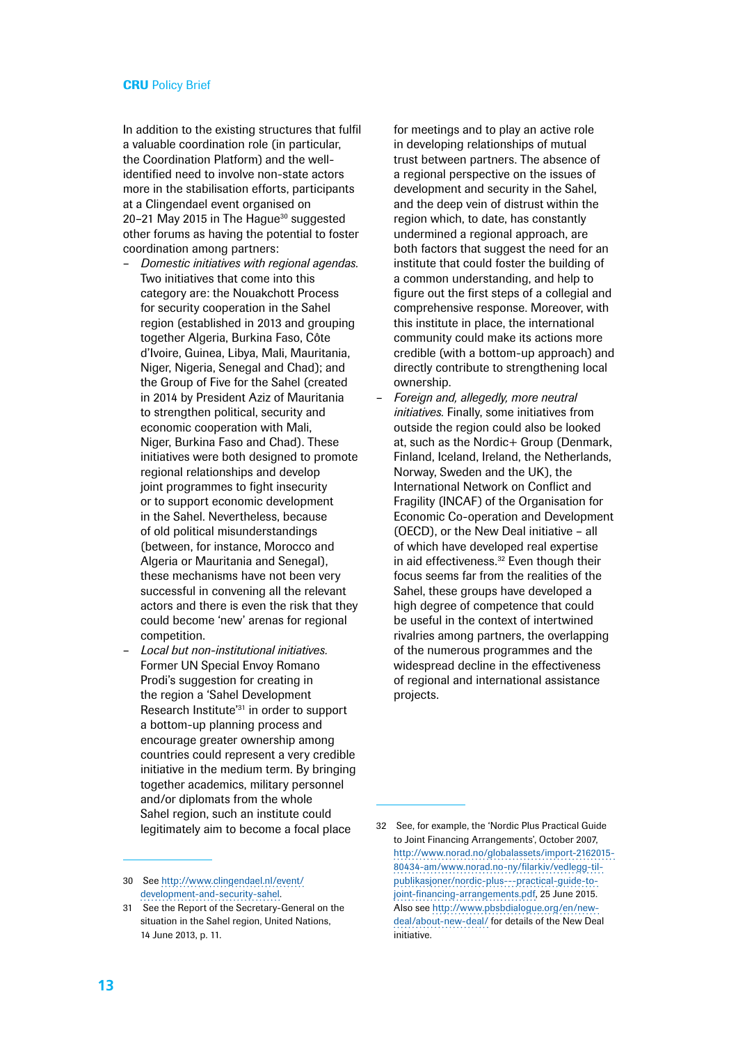In addition to the existing structures that fulfil a valuable coordination role (in particular, the Coordination Platform) and the well-identified need to involve non-state actors more in the stabilisation efforts, participants at a Clingendael event organised on 20–21 May 2015 in The Hague[30] suggested other forums as having the potential to foster coordination among partners:

- *Domestic initiatives with regional agendas.* Two initiatives that come into this category are: the Nouakchott Process for security cooperation in the Sahel region (established in 2013 and grouping together Algeria, Burkina Faso, Côte d'Ivoire, Guinea, Libya, Mali, Mauritania, Niger, Nigeria, Senegal and Chad); and the Group of Five for the Sahel (created in 2014 by President Aziz of Mauritania to strengthen political, security and economic cooperation with Mali, Niger, Burkina Faso and Chad). These initiatives were both designed to promote regional relationships and develop joint programmes to fight insecurity or to support economic development in the Sahel. Nevertheless, because of old political misunderstandings (between, for instance, Morocco and Algeria or Mauritania and Senegal), these mechanisms have not been very successful in convening all the relevant actors and there is even the risk that they could become 'new' arenas for regional competition.
- *Local but non-institutional initiatives.* Former UN Special Envoy Romano Prodi's suggestion for creating in the region a 'Sahel Development Research Institute'[31] in order to support a bottom-up planning process and encourage greater ownership among countries could represent a very credible initiative in the medium term. By bringing together academics, military personnel and/or diplomats from the whole Sahel region, such an institute could legitimately aim to become a focal place for meetings and to play an active role in developing relationships of mutual trust between partners. The absence of a regional perspective on the issues of development and security in the Sahel, and the deep vein of distrust within the region which, to date, has constantly undermined a regional approach, are both factors that suggest the need for an institute that could foster the building of a common understanding, and help to figure out the first steps of a collegial and comprehensive response. Moreover, with this institute in place, the international community could make its actions more credible (with a bottom-up approach) and directly contribute to strengthening local ownership.
- *Foreign and, allegedly, more neutral initiatives.* Finally, some initiatives from outside the region could also be looked at, such as the Nordic+ Group (Denmark, Finland, Iceland, Ireland, the Netherlands, Norway, Sweden and the UK), the International Network on Conflict and Fragility (INCAF) of the Organisation for Economic Co-operation and Development (OECD), or the New Deal initiative – all of which have developed real expertise in aid effectiveness.[32] Even though their focus seems far from the realities of the Sahel, these groups have developed a high degree of competence that could be useful in the context of intertwined rivalries among partners, the overlapping of the numerous programmes and the widespread decline in the effectiveness of regional and international assistance projects.

---

30 See http://www.clingendael.nl/event/development-and-security-sahel.

31 See the Report of the Secretary-General on the situation in the Sahel region, United Nations, 14 June 2013, p. 11.

32 See, for example, the 'Nordic Plus Practical Guide to Joint Financing Arrangements', October 2007, http://www.norad.no/globalassets/import-2162015-80434-am/www.norad.no-ny/filarkiv/vedlegg-til-publikasjoner/nordic-plus---practical-guide-to-joint-financing-arrangements.pdf, 25 June 2015. Also see http://www.pbsbdialogue.org/en/new-deal/about-new-deal/ for details of the New Deal initiative.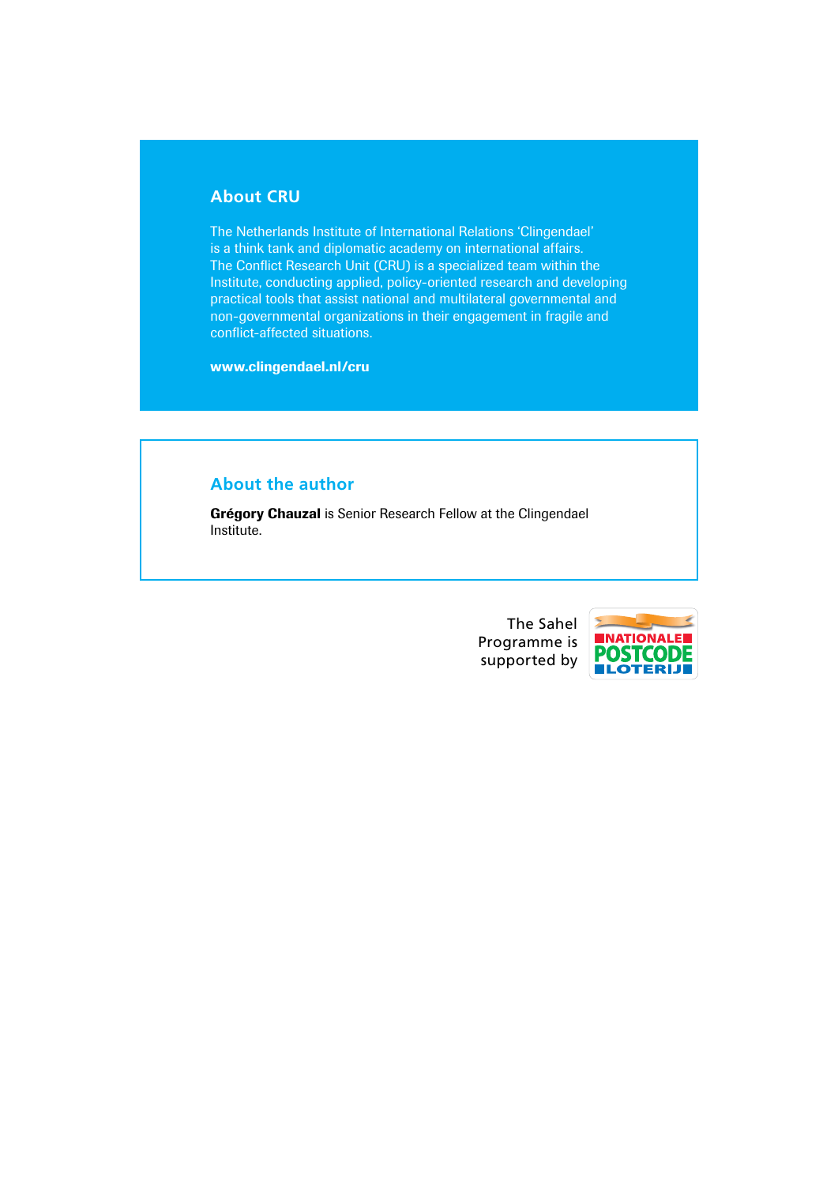## About CRU

The Netherlands Institute of International Relations 'Clingendael' is a think tank and diplomatic academy on international affairs. The Conflict Research Unit (CRU) is a specialized team within the Institute, conducting applied, policy-oriented research and developing practical tools that assist national and multilateral governmental and non-governmental organizations in their engagement in fragile and conflict-affected situations.

**www.clingendael.nl/cru**

## About the author

**Grégory Chauzal** is Senior Research Fellow at the Clingendael Institute.

The Sahel Programme is supported by NATIONALE POSTCODE LOTERIJ